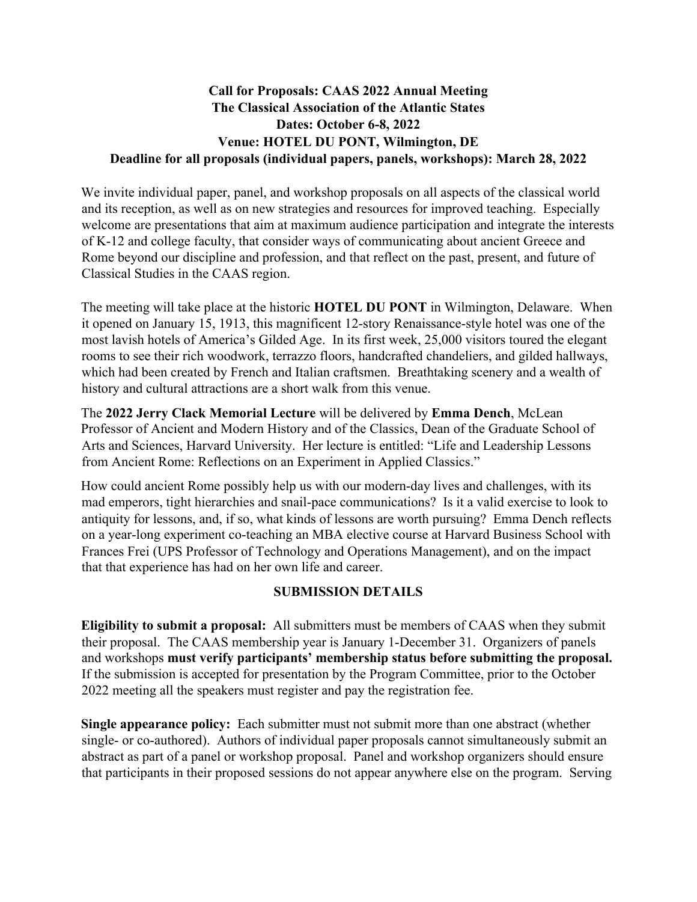# Call for Proposals: CAAS 2022 Annual Meeting

**The Classical Association of the Atlantic States**
**Dates: October 6-8, 2022**
**Venue: HOTEL DU PONT, Wilmington, DE**
**Deadline for all proposals (individual papers, panels, workshops): March 28, 2022**

We invite individual paper, panel, and workshop proposals on all aspects of the classical world and its reception, as well as on new strategies and resources for improved teaching. Especially welcome are presentations that aim at maximum audience participation and integrate the interests of K-12 and college faculty, that consider ways of communicating about ancient Greece and Rome beyond our discipline and profession, and that reflect on the past, present, and future of Classical Studies in the CAAS region.

The meeting will take place at the historic **HOTEL DU PONT** in Wilmington, Delaware. When it opened on January 15, 1913, this magnificent 12-story Renaissance-style hotel was one of the most lavish hotels of America's Gilded Age. In its first week, 25,000 visitors toured the elegant rooms to see their rich woodwork, terrazzo floors, handcrafted chandeliers, and gilded hallways, which had been created by French and Italian craftsmen. Breathtaking scenery and a wealth of history and cultural attractions are a short walk from this venue.

The **2022 Jerry Clack Memorial Lecture** will be delivered by **Emma Dench**, McLean Professor of Ancient and Modern History and of the Classics, Dean of the Graduate School of Arts and Sciences, Harvard University. Her lecture is entitled: "Life and Leadership Lessons from Ancient Rome: Reflections on an Experiment in Applied Classics."

How could ancient Rome possibly help us with our modern-day lives and challenges, with its mad emperors, tight hierarchies and snail-pace communications? Is it a valid exercise to look to antiquity for lessons, and, if so, what kinds of lessons are worth pursuing? Emma Dench reflects on a year-long experiment co-teaching an MBA elective course at Harvard Business School with Frances Frei (UPS Professor of Technology and Operations Management), and on the impact that that experience has had on her own life and career.

## SUBMISSION DETAILS

**Eligibility to submit a proposal:** All submitters must be members of CAAS when they submit their proposal. The CAAS membership year is January 1-December 31. Organizers of panels and workshops **must verify participants' membership status before submitting the proposal.** If the submission is accepted for presentation by the Program Committee, prior to the October 2022 meeting all the speakers must register and pay the registration fee.

**Single appearance policy:** Each submitter must not submit more than one abstract (whether single- or co-authored). Authors of individual paper proposals cannot simultaneously submit an abstract as part of a panel or workshop proposal. Panel and workshop organizers should ensure that participants in their proposed sessions do not appear anywhere else on the program. Serving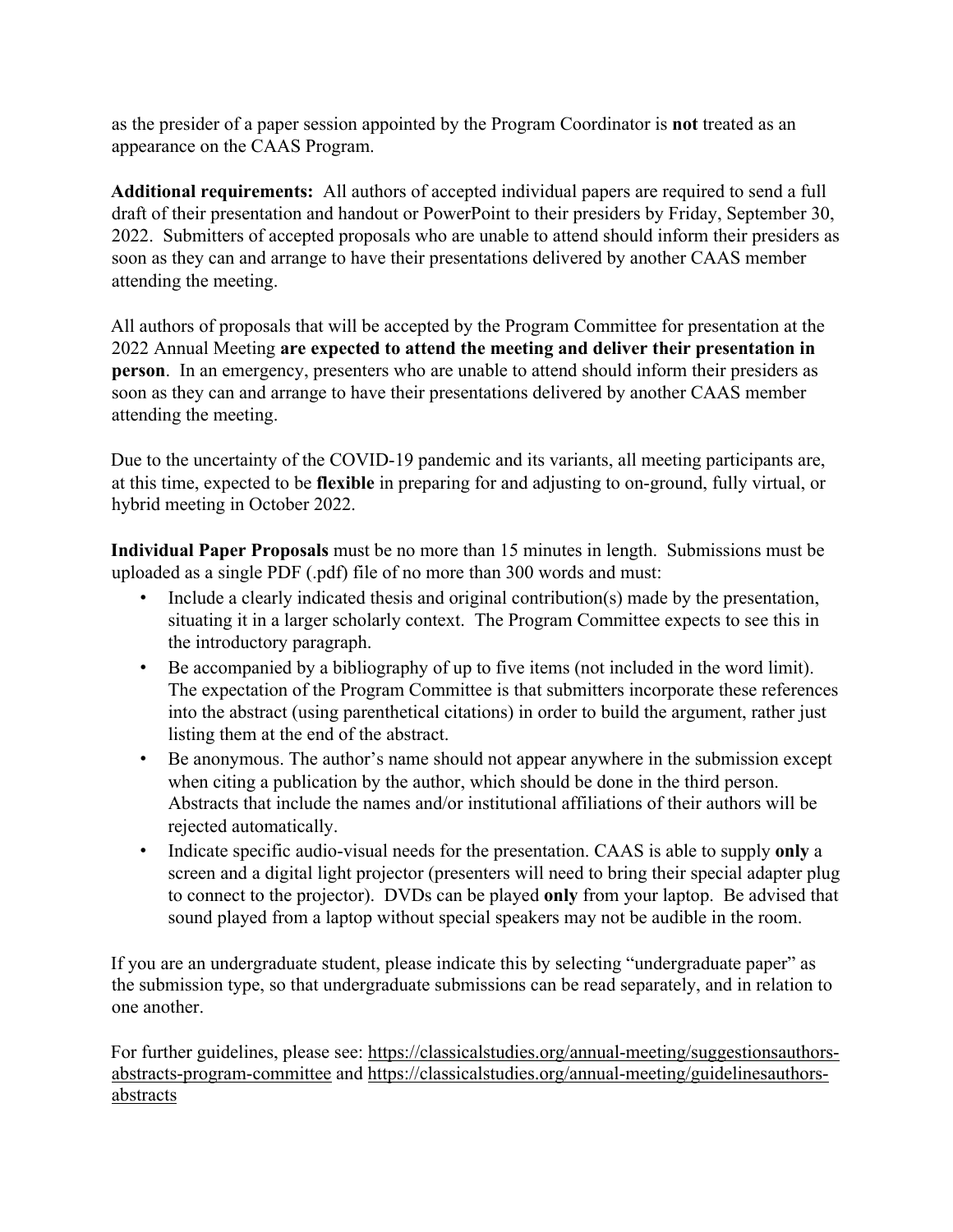as the presider of a paper session appointed by the Program Coordinator is **not** treated as an appearance on the CAAS Program.

**Additional requirements:** All authors of accepted individual papers are required to send a full draft of their presentation and handout or PowerPoint to their presiders by Friday, September 30, 2022. Submitters of accepted proposals who are unable to attend should inform their presiders as soon as they can and arrange to have their presentations delivered by another CAAS member attending the meeting.

All authors of proposals that will be accepted by the Program Committee for presentation at the 2022 Annual Meeting **are expected to attend the meeting and deliver their presentation in person**. In an emergency, presenters who are unable to attend should inform their presiders as soon as they can and arrange to have their presentations delivered by another CAAS member attending the meeting.

Due to the uncertainty of the COVID-19 pandemic and its variants, all meeting participants are, at this time, expected to be **flexible** in preparing for and adjusting to on-ground, fully virtual, or hybrid meeting in October 2022.

**Individual Paper Proposals** must be no more than 15 minutes in length. Submissions must be uploaded as a single PDF (.pdf) file of no more than 300 words and must:

- Include a clearly indicated thesis and original contribution(s) made by the presentation, situating it in a larger scholarly context. The Program Committee expects to see this in the introductory paragraph.
- Be accompanied by a bibliography of up to five items (not included in the word limit). The expectation of the Program Committee is that submitters incorporate these references into the abstract (using parenthetical citations) in order to build the argument, rather just listing them at the end of the abstract.
- Be anonymous. The author's name should not appear anywhere in the submission except when citing a publication by the author, which should be done in the third person. Abstracts that include the names and/or institutional affiliations of their authors will be rejected automatically.
- Indicate specific audio-visual needs for the presentation. CAAS is able to supply **only** a screen and a digital light projector (presenters will need to bring their special adapter plug to connect to the projector). DVDs can be played **only** from your laptop. Be advised that sound played from a laptop without special speakers may not be audible in the room.

If you are an undergraduate student, please indicate this by selecting "undergraduate paper" as the submission type, so that undergraduate submissions can be read separately, and in relation to one another.

For further guidelines, please see: https://classicalstudies.org/annual-meeting/suggestionsauthors-abstracts-program-committee and https://classicalstudies.org/annual-meeting/guidelinesauthors-abstracts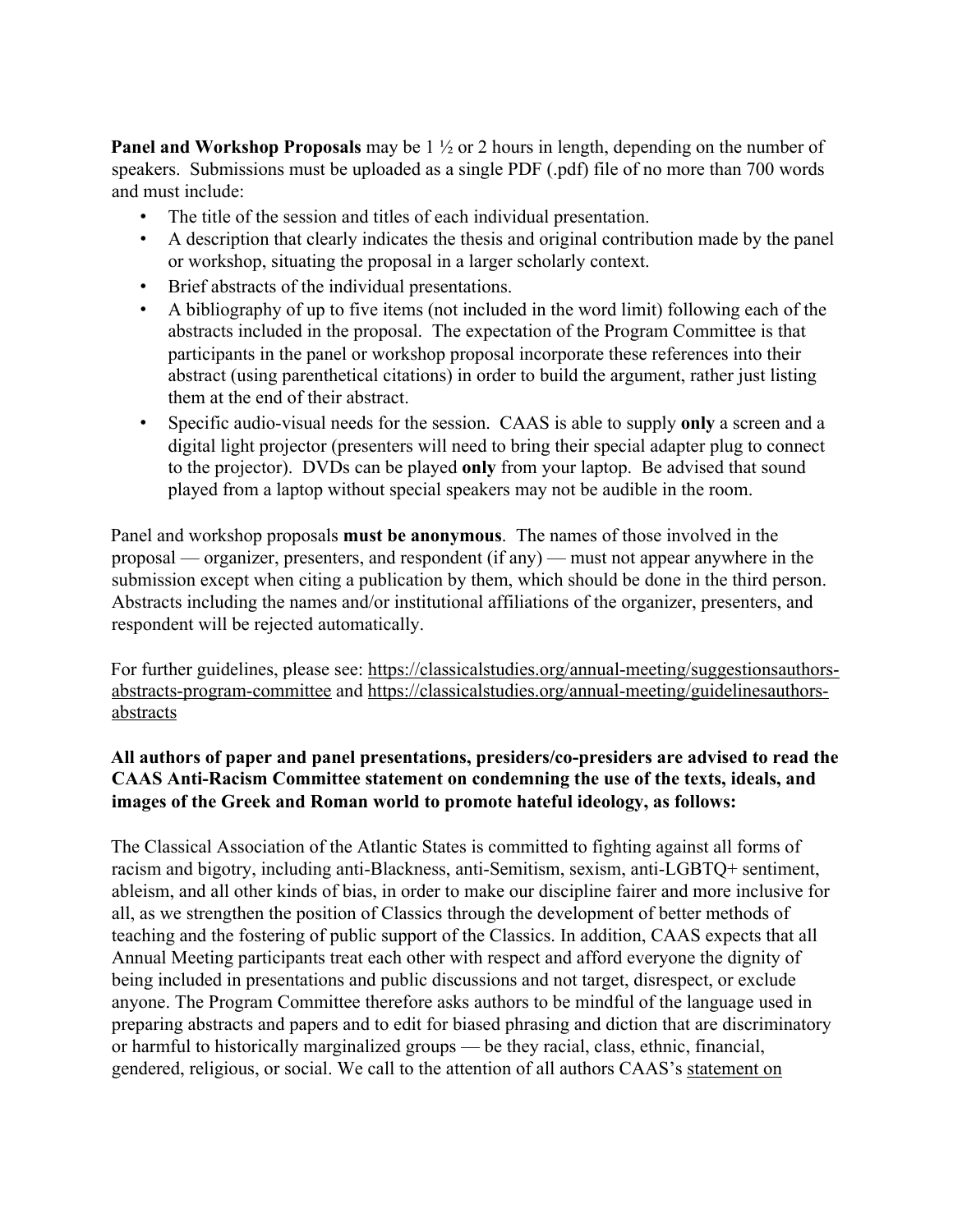**Panel and Workshop Proposals** may be 1 ½ or 2 hours in length, depending on the number of speakers. Submissions must be uploaded as a single PDF (.pdf) file of no more than 700 words and must include:

- The title of the session and titles of each individual presentation.
- A description that clearly indicates the thesis and original contribution made by the panel or workshop, situating the proposal in a larger scholarly context.
- Brief abstracts of the individual presentations.
- A bibliography of up to five items (not included in the word limit) following each of the abstracts included in the proposal. The expectation of the Program Committee is that participants in the panel or workshop proposal incorporate these references into their abstract (using parenthetical citations) in order to build the argument, rather just listing them at the end of their abstract.
- Specific audio-visual needs for the session. CAAS is able to supply **only** a screen and a digital light projector (presenters will need to bring their special adapter plug to connect to the projector). DVDs can be played **only** from your laptop. Be advised that sound played from a laptop without special speakers may not be audible in the room.

Panel and workshop proposals **must be anonymous**. The names of those involved in the proposal — organizer, presenters, and respondent (if any) — must not appear anywhere in the submission except when citing a publication by them, which should be done in the third person. Abstracts including the names and/or institutional affiliations of the organizer, presenters, and respondent will be rejected automatically.

For further guidelines, please see: [https://classicalstudies.org/annual-meeting/suggestionsauthors-abstracts-program-committee](https://classicalstudies.org/annual-meeting/suggestionsauthors-abstracts-program-committee) and [https://classicalstudies.org/annual-meeting/guidelinesauthors-abstracts](https://classicalstudies.org/annual-meeting/guidelinesauthors-abstracts)

**All authors of paper and panel presentations, presiders/co-presiders are advised to read the CAAS Anti-Racism Committee statement on condemning the use of the texts, ideals, and images of the Greek and Roman world to promote hateful ideology, as follows:**

The Classical Association of the Atlantic States is committed to fighting against all forms of racism and bigotry, including anti-Blackness, anti-Semitism, sexism, anti-LGBTQ+ sentiment, ableism, and all other kinds of bias, in order to make our discipline fairer and more inclusive for all, as we strengthen the position of Classics through the development of better methods of teaching and the fostering of public support of the Classics. In addition, CAAS expects that all Annual Meeting participants treat each other with respect and afford everyone the dignity of being included in presentations and public discussions and not target, disrespect, or exclude anyone. The Program Committee therefore asks authors to be mindful of the language used in preparing abstracts and papers and to edit for biased phrasing and diction that are discriminatory or harmful to historically marginalized groups — be they racial, class, ethnic, financial, gendered, religious, or social. We call to the attention of all authors CAAS's statement on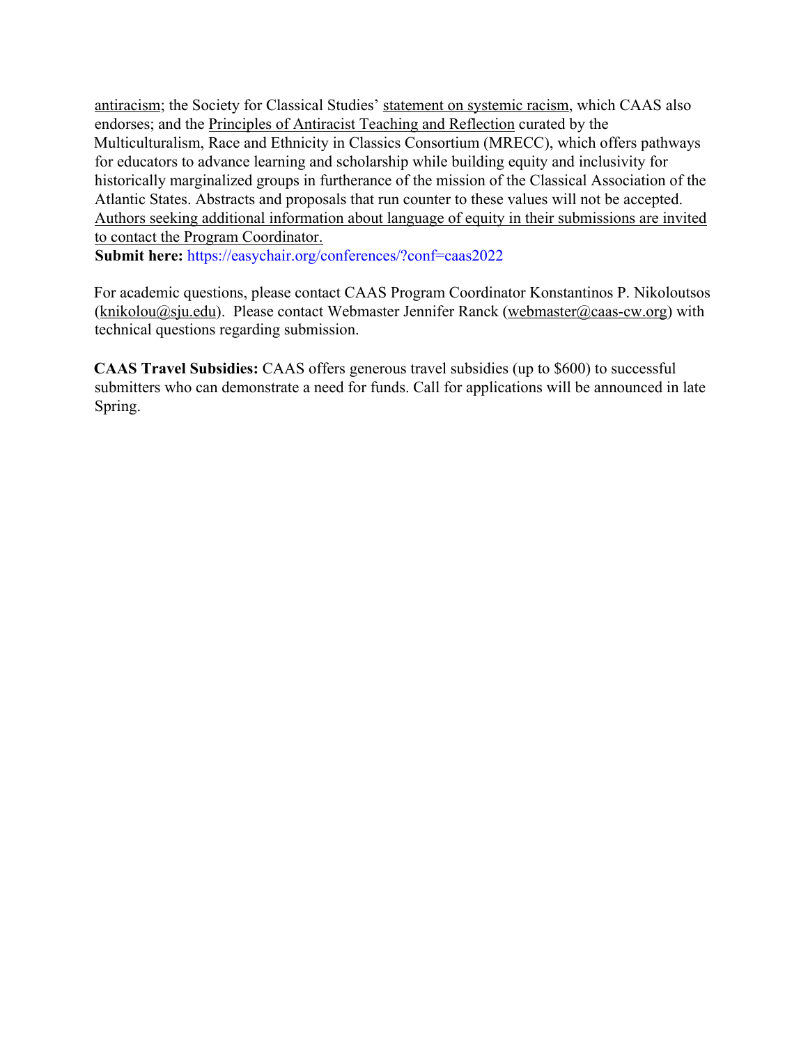antiracism; the Society for Classical Studies' statement on systemic racism, which CAAS also endorses; and the Principles of Antiracist Teaching and Reflection curated by the Multiculturalism, Race and Ethnicity in Classics Consortium (MRECC), which offers pathways for educators to advance learning and scholarship while building equity and inclusivity for historically marginalized groups in furtherance of the mission of the Classical Association of the Atlantic States. Abstracts and proposals that run counter to these values will not be accepted. Authors seeking additional information about language of equity in their submissions are invited to contact the Program Coordinator.

**Submit here:** https://easychair.org/conferences/?conf=caas2022

For academic questions, please contact CAAS Program Coordinator Konstantinos P. Nikoloutsos (knikolou@sju.edu). Please contact Webmaster Jennifer Ranck (webmaster@caas-cw.org) with technical questions regarding submission.

**CAAS Travel Subsidies:** CAAS offers generous travel subsidies (up to $600) to successful submitters who can demonstrate a need for funds. Call for applications will be announced in late Spring.